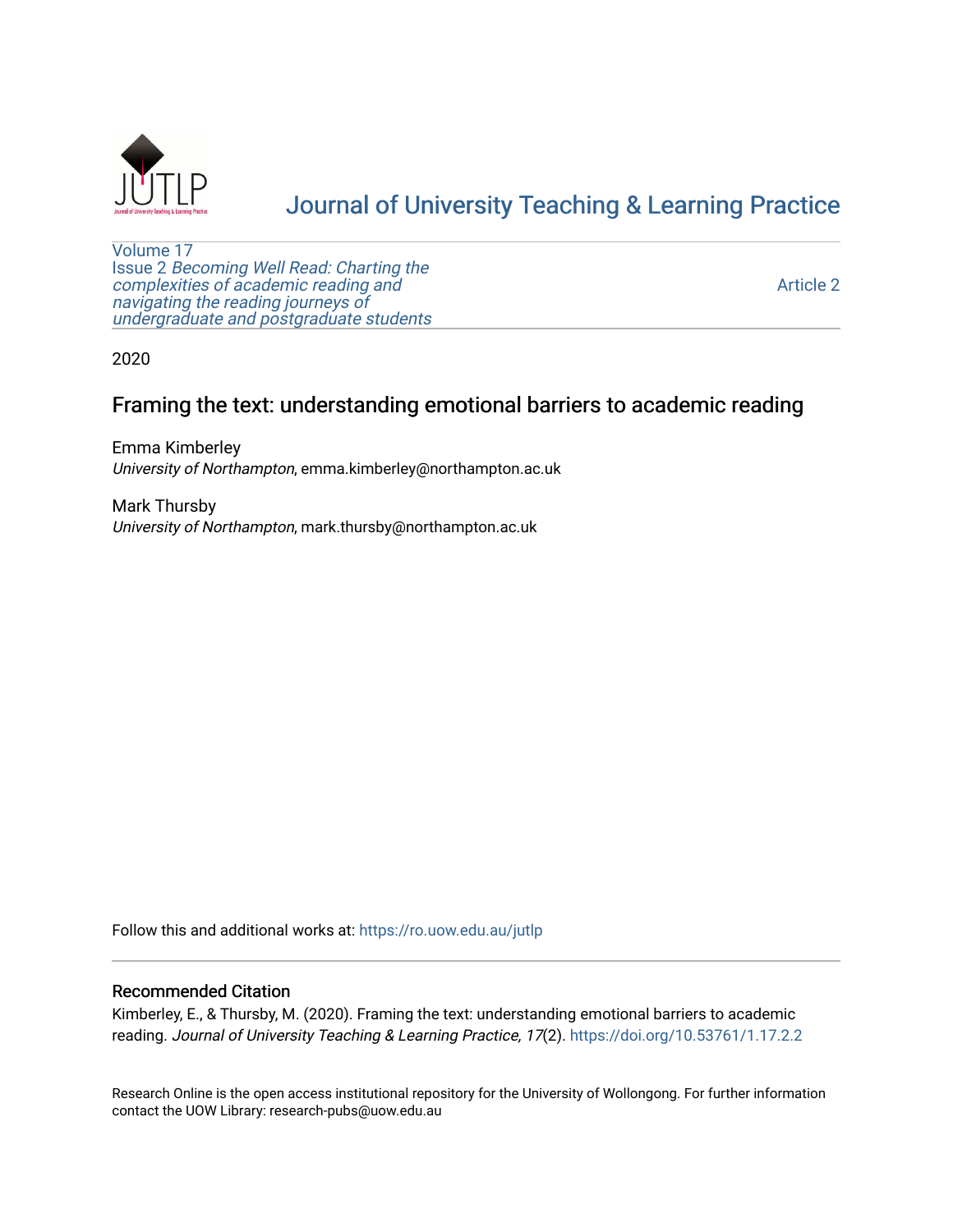# Journal of University Teaching & Learning Practice

Volume 17
Issue 2 *Becoming Well Read: Charting the complexities of academic reading and navigating the reading journeys of undergraduate and postgraduate students*

Article 2

2020

## Framing the text: understanding emotional barriers to academic reading

Emma Kimberley
*University of Northampton*, emma.kimberley@northampton.ac.uk

Mark Thursby
*University of Northampton*, mark.thursby@northampton.ac.uk

Follow this and additional works at: https://ro.uow.edu.au/jutlp

### Recommended Citation

Kimberley, E., & Thursby, M. (2020). Framing the text: understanding emotional barriers to academic reading. *Journal of University Teaching & Learning Practice, 17*(2). https://doi.org/10.53761/1.17.2.2

Research Online is the open access institutional repository for the University of Wollongong. For further information contact the UOW Library: research-pubs@uow.edu.au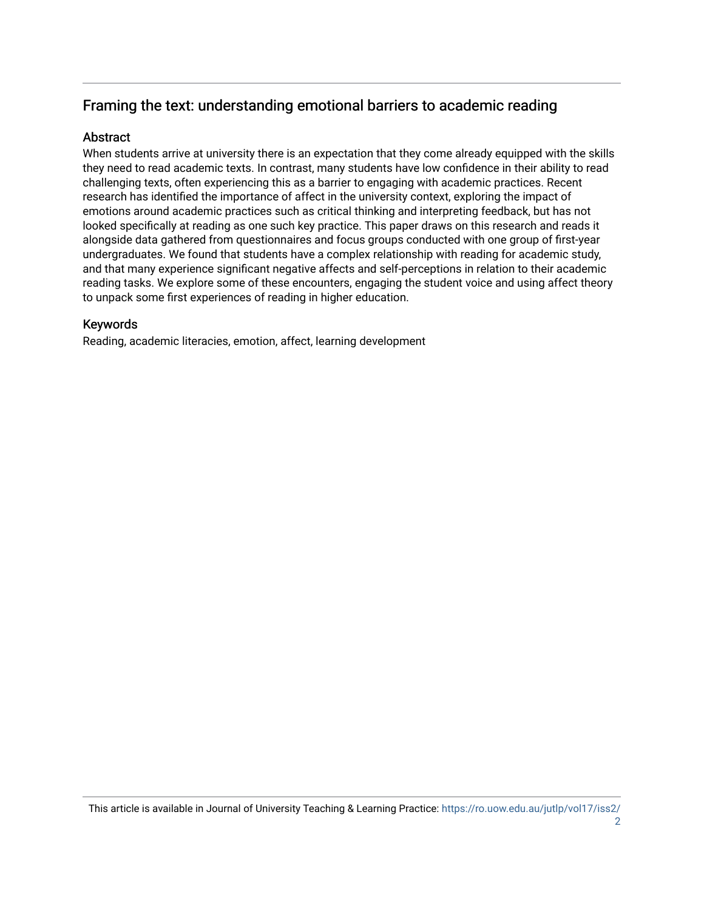## Framing the text: understanding emotional barriers to academic reading

### Abstract

When students arrive at university there is an expectation that they come already equipped with the skills they need to read academic texts. In contrast, many students have low confidence in their ability to read challenging texts, often experiencing this as a barrier to engaging with academic practices. Recent research has identified the importance of affect in the university context, exploring the impact of emotions around academic practices such as critical thinking and interpreting feedback, but has not looked specifically at reading as one such key practice. This paper draws on this research and reads it alongside data gathered from questionnaires and focus groups conducted with one group of first-year undergraduates. We found that students have a complex relationship with reading for academic study, and that many experience significant negative affects and self-perceptions in relation to their academic reading tasks. We explore some of these encounters, engaging the student voice and using affect theory to unpack some first experiences of reading in higher education.

### Keywords

Reading, academic literacies, emotion, affect, learning development

This article is available in Journal of University Teaching & Learning Practice: https://ro.uow.edu.au/jutlp/vol17/iss2/2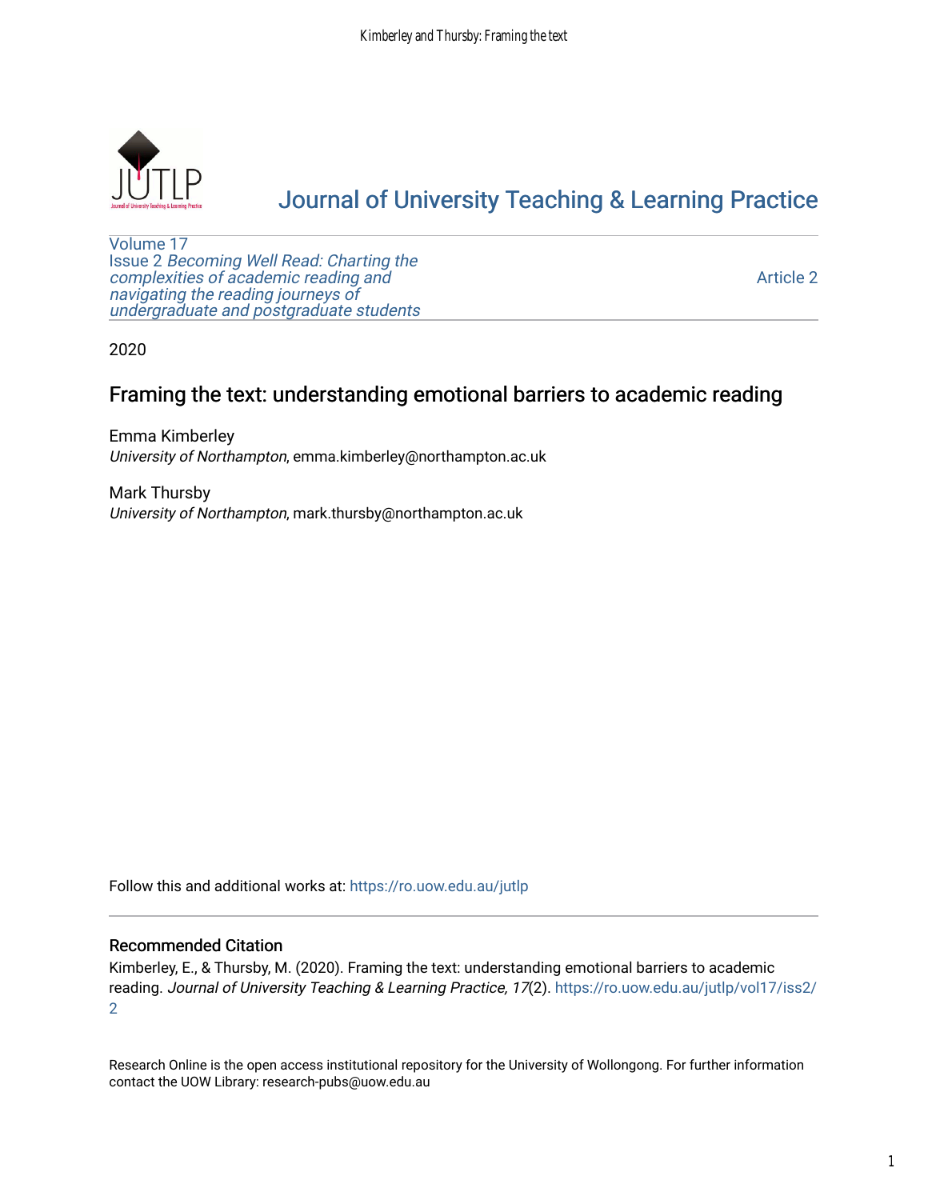# Journal of University Teaching & Learning Practice

Volume 17
Issue 2 *Becoming Well Read: Charting the complexities of academic reading and navigating the reading journeys of undergraduate and postgraduate students*

Article 2

2020

## Framing the text: understanding emotional barriers to academic reading

Emma Kimberley
*University of Northampton*, emma.kimberley@northampton.ac.uk

Mark Thursby
*University of Northampton*, mark.thursby@northampton.ac.uk

Follow this and additional works at: https://ro.uow.edu.au/jutlp

### Recommended Citation

Kimberley, E., & Thursby, M. (2020). Framing the text: understanding emotional barriers to academic reading. *Journal of University Teaching & Learning Practice, 17*(2). https://ro.uow.edu.au/jutlp/vol17/iss2/2

Research Online is the open access institutional repository for the University of Wollongong. For further information contact the UOW Library: research-pubs@uow.edu.au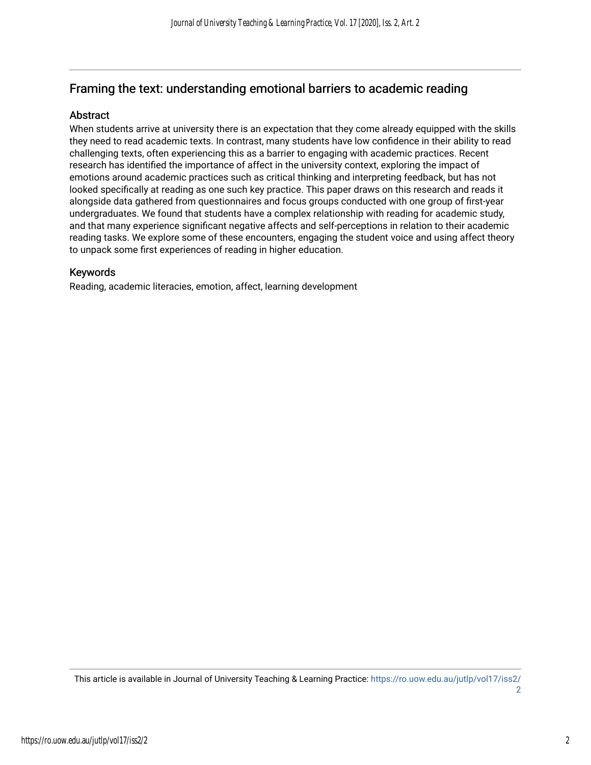# Framing the text: understanding emotional barriers to academic reading

## Abstract

When students arrive at university there is an expectation that they come already equipped with the skills they need to read academic texts. In contrast, many students have low confidence in their ability to read challenging texts, often experiencing this as a barrier to engaging with academic practices. Recent research has identified the importance of affect in the university context, exploring the impact of emotions around academic practices such as critical thinking and interpreting feedback, but has not looked specifically at reading as one such key practice. This paper draws on this research and reads it alongside data gathered from questionnaires and focus groups conducted with one group of first-year undergraduates. We found that students have a complex relationship with reading for academic study, and that many experience significant negative affects and self-perceptions in relation to their academic reading tasks. We explore some of these encounters, engaging the student voice and using affect theory to unpack some first experiences of reading in higher education.

## Keywords

Reading, academic literacies, emotion, affect, learning development

This article is available in Journal of University Teaching & Learning Practice: https://ro.uow.edu.au/jutlp/vol17/iss2/2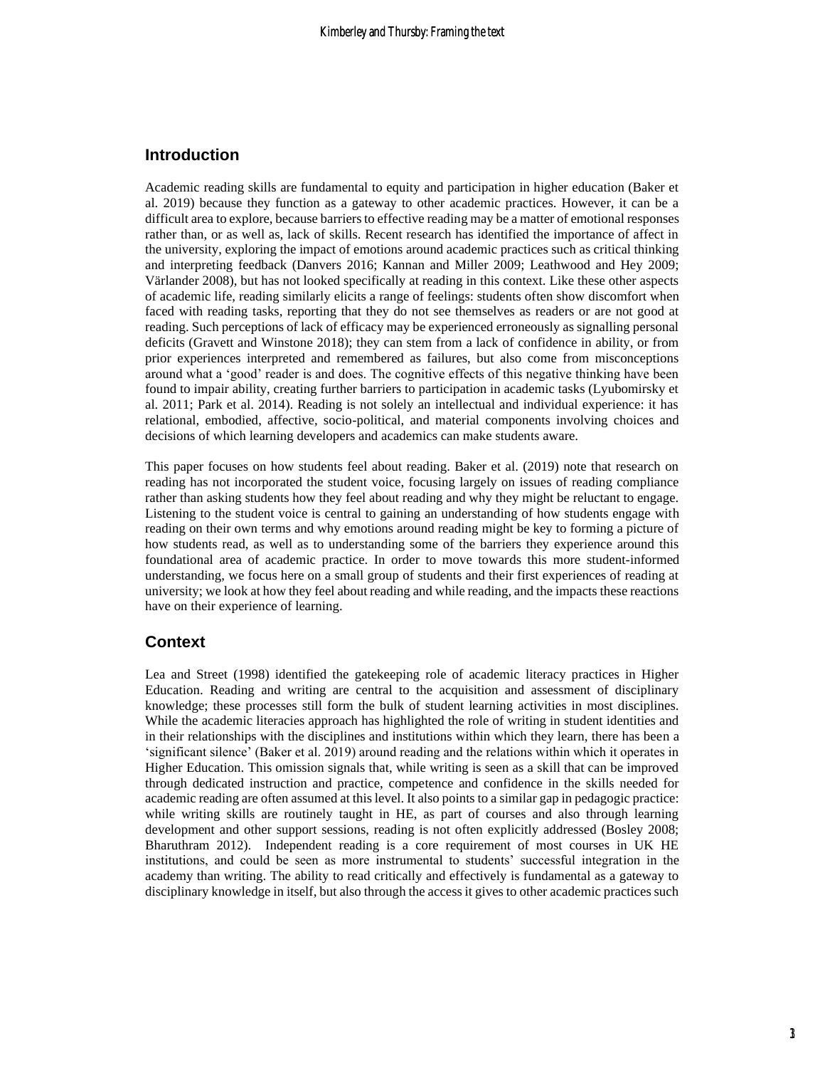## Introduction

Academic reading skills are fundamental to equity and participation in higher education (Baker et al. 2019) because they function as a gateway to other academic practices. However, it can be a difficult area to explore, because barriers to effective reading may be a matter of emotional responses rather than, or as well as, lack of skills. Recent research has identified the importance of affect in the university, exploring the impact of emotions around academic practices such as critical thinking and interpreting feedback (Danvers 2016; Kannan and Miller 2009; Leathwood and Hey 2009; Värlander 2008), but has not looked specifically at reading in this context. Like these other aspects of academic life, reading similarly elicits a range of feelings: students often show discomfort when faced with reading tasks, reporting that they do not see themselves as readers or are not good at reading. Such perceptions of lack of efficacy may be experienced erroneously as signalling personal deficits (Gravett and Winstone 2018); they can stem from a lack of confidence in ability, or from prior experiences interpreted and remembered as failures, but also come from misconceptions around what a 'good' reader is and does. The cognitive effects of this negative thinking have been found to impair ability, creating further barriers to participation in academic tasks (Lyubomirsky et al. 2011; Park et al. 2014). Reading is not solely an intellectual and individual experience: it has relational, embodied, affective, socio-political, and material components involving choices and decisions of which learning developers and academics can make students aware.

This paper focuses on how students feel about reading. Baker et al. (2019) note that research on reading has not incorporated the student voice, focusing largely on issues of reading compliance rather than asking students how they feel about reading and why they might be reluctant to engage. Listening to the student voice is central to gaining an understanding of how students engage with reading on their own terms and why emotions around reading might be key to forming a picture of how students read, as well as to understanding some of the barriers they experience around this foundational area of academic practice. In order to move towards this more student-informed understanding, we focus here on a small group of students and their first experiences of reading at university; we look at how they feel about reading and while reading, and the impacts these reactions have on their experience of learning.

## Context

Lea and Street (1998) identified the gatekeeping role of academic literacy practices in Higher Education. Reading and writing are central to the acquisition and assessment of disciplinary knowledge; these processes still form the bulk of student learning activities in most disciplines. While the academic literacies approach has highlighted the role of writing in student identities and in their relationships with the disciplines and institutions within which they learn, there has been a 'significant silence' (Baker et al. 2019) around reading and the relations within which it operates in Higher Education. This omission signals that, while writing is seen as a skill that can be improved through dedicated instruction and practice, competence and confidence in the skills needed for academic reading are often assumed at this level. It also points to a similar gap in pedagogic practice: while writing skills are routinely taught in HE, as part of courses and also through learning development and other support sessions, reading is not often explicitly addressed (Bosley 2008; Bharuthram 2012). Independent reading is a core requirement of most courses in UK HE institutions, and could be seen as more instrumental to students' successful integration in the academy than writing. The ability to read critically and effectively is fundamental as a gateway to disciplinary knowledge in itself, but also through the access it gives to other academic practices such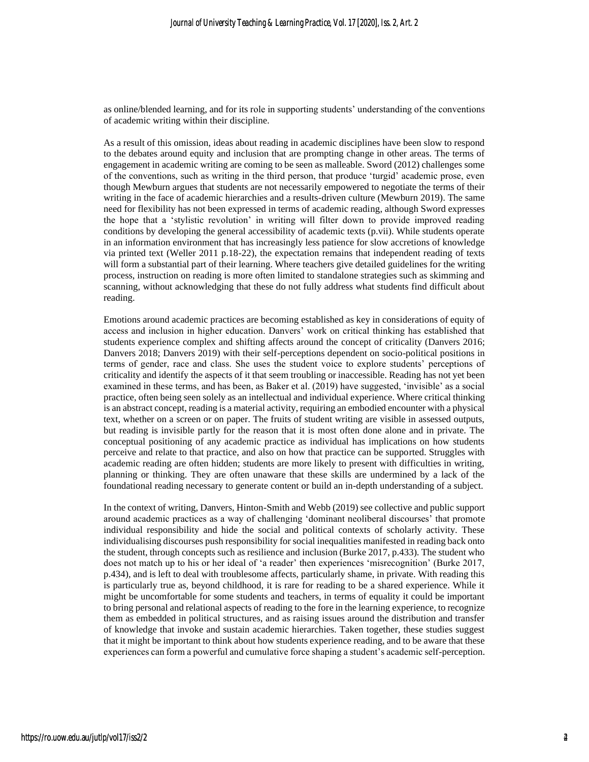as online/blended learning, and for its role in supporting students' understanding of the conventions of academic writing within their discipline.

As a result of this omission, ideas about reading in academic disciplines have been slow to respond to the debates around equity and inclusion that are prompting change in other areas. The terms of engagement in academic writing are coming to be seen as malleable. Sword (2012) challenges some of the conventions, such as writing in the third person, that produce 'turgid' academic prose, even though Mewburn argues that students are not necessarily empowered to negotiate the terms of their writing in the face of academic hierarchies and a results-driven culture (Mewburn 2019). The same need for flexibility has not been expressed in terms of academic reading, although Sword expresses the hope that a 'stylistic revolution' in writing will filter down to provide improved reading conditions by developing the general accessibility of academic texts (p.vii). While students operate in an information environment that has increasingly less patience for slow accretions of knowledge via printed text (Weller 2011 p.18-22), the expectation remains that independent reading of texts will form a substantial part of their learning. Where teachers give detailed guidelines for the writing process, instruction on reading is more often limited to standalone strategies such as skimming and scanning, without acknowledging that these do not fully address what students find difficult about reading.

Emotions around academic practices are becoming established as key in considerations of equity of access and inclusion in higher education. Danvers' work on critical thinking has established that students experience complex and shifting affects around the concept of criticality (Danvers 2016; Danvers 2018; Danvers 2019) with their self-perceptions dependent on socio-political positions in terms of gender, race and class. She uses the student voice to explore students' perceptions of criticality and identify the aspects of it that seem troubling or inaccessible. Reading has not yet been examined in these terms, and has been, as Baker et al. (2019) have suggested, 'invisible' as a social practice, often being seen solely as an intellectual and individual experience. Where critical thinking is an abstract concept, reading is a material activity, requiring an embodied encounter with a physical text, whether on a screen or on paper. The fruits of student writing are visible in assessed outputs, but reading is invisible partly for the reason that it is most often done alone and in private. The conceptual positioning of any academic practice as individual has implications on how students perceive and relate to that practice, and also on how that practice can be supported. Struggles with academic reading are often hidden; students are more likely to present with difficulties in writing, planning or thinking. They are often unaware that these skills are undermined by a lack of the foundational reading necessary to generate content or build an in-depth understanding of a subject.

In the context of writing, Danvers, Hinton-Smith and Webb (2019) see collective and public support around academic practices as a way of challenging 'dominant neoliberal discourses' that promote individual responsibility and hide the social and political contexts of scholarly activity. These individualising discourses push responsibility for social inequalities manifested in reading back onto the student, through concepts such as resilience and inclusion (Burke 2017, p.433). The student who does not match up to his or her ideal of 'a reader' then experiences 'misrecognition' (Burke 2017, p.434), and is left to deal with troublesome affects, particularly shame, in private. With reading this is particularly true as, beyond childhood, it is rare for reading to be a shared experience. While it might be uncomfortable for some students and teachers, in terms of equality it could be important to bring personal and relational aspects of reading to the fore in the learning experience, to recognize them as embedded in political structures, and as raising issues around the distribution and transfer of knowledge that invoke and sustain academic hierarchies. Taken together, these studies suggest that it might be important to think about how students experience reading, and to be aware that these experiences can form a powerful and cumulative force shaping a student's academic self-perception.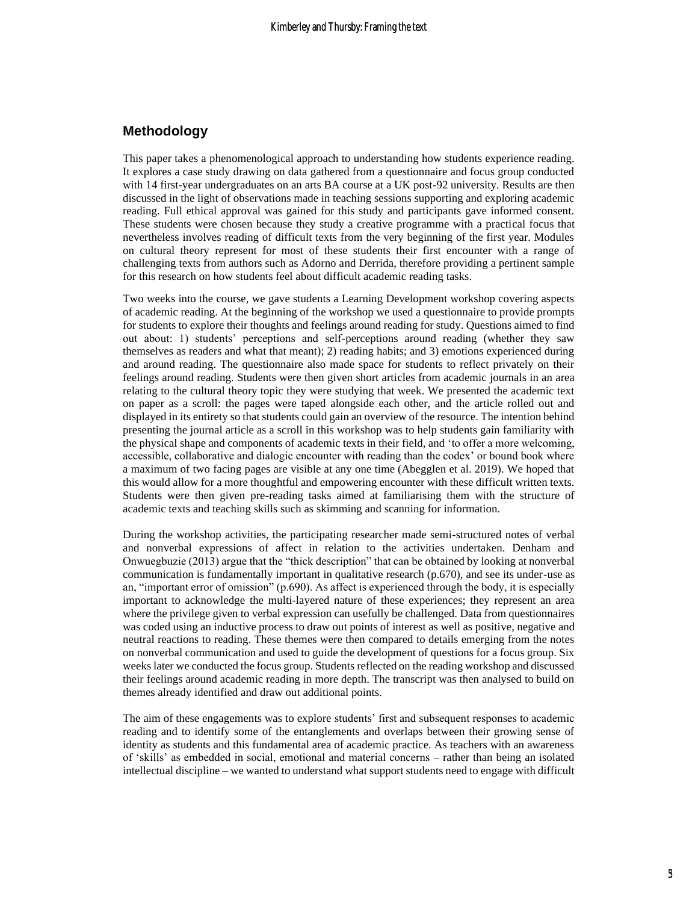## Methodology

This paper takes a phenomenological approach to understanding how students experience reading. It explores a case study drawing on data gathered from a questionnaire and focus group conducted with 14 first-year undergraduates on an arts BA course at a UK post-92 university. Results are then discussed in the light of observations made in teaching sessions supporting and exploring academic reading. Full ethical approval was gained for this study and participants gave informed consent. These students were chosen because they study a creative programme with a practical focus that nevertheless involves reading of difficult texts from the very beginning of the first year. Modules on cultural theory represent for most of these students their first encounter with a range of challenging texts from authors such as Adorno and Derrida, therefore providing a pertinent sample for this research on how students feel about difficult academic reading tasks.

Two weeks into the course, we gave students a Learning Development workshop covering aspects of academic reading. At the beginning of the workshop we used a questionnaire to provide prompts for students to explore their thoughts and feelings around reading for study. Questions aimed to find out about: 1) students' perceptions and self-perceptions around reading (whether they saw themselves as readers and what that meant); 2) reading habits; and 3) emotions experienced during and around reading. The questionnaire also made space for students to reflect privately on their feelings around reading. Students were then given short articles from academic journals in an area relating to the cultural theory topic they were studying that week. We presented the academic text on paper as a scroll: the pages were taped alongside each other, and the article rolled out and displayed in its entirety so that students could gain an overview of the resource. The intention behind presenting the journal article as a scroll in this workshop was to help students gain familiarity with the physical shape and components of academic texts in their field, and 'to offer a more welcoming, accessible, collaborative and dialogic encounter with reading than the codex' or bound book where a maximum of two facing pages are visible at any one time (Abegglen et al. 2019). We hoped that this would allow for a more thoughtful and empowering encounter with these difficult written texts. Students were then given pre-reading tasks aimed at familiarising them with the structure of academic texts and teaching skills such as skimming and scanning for information.

During the workshop activities, the participating researcher made semi-structured notes of verbal and nonverbal expressions of affect in relation to the activities undertaken. Denham and Onwuegbuzie (2013) argue that the "thick description" that can be obtained by looking at nonverbal communication is fundamentally important in qualitative research (p.670), and see its under-use as an, "important error of omission" (p.690). As affect is experienced through the body, it is especially important to acknowledge the multi-layered nature of these experiences; they represent an area where the privilege given to verbal expression can usefully be challenged. Data from questionnaires was coded using an inductive process to draw out points of interest as well as positive, negative and neutral reactions to reading. These themes were then compared to details emerging from the notes on nonverbal communication and used to guide the development of questions for a focus group. Six weeks later we conducted the focus group. Students reflected on the reading workshop and discussed their feelings around academic reading in more depth. The transcript was then analysed to build on themes already identified and draw out additional points.

The aim of these engagements was to explore students' first and subsequent responses to academic reading and to identify some of the entanglements and overlaps between their growing sense of identity as students and this fundamental area of academic practice. As teachers with an awareness of 'skills' as embedded in social, emotional and material concerns – rather than being an isolated intellectual discipline – we wanted to understand what support students need to engage with difficult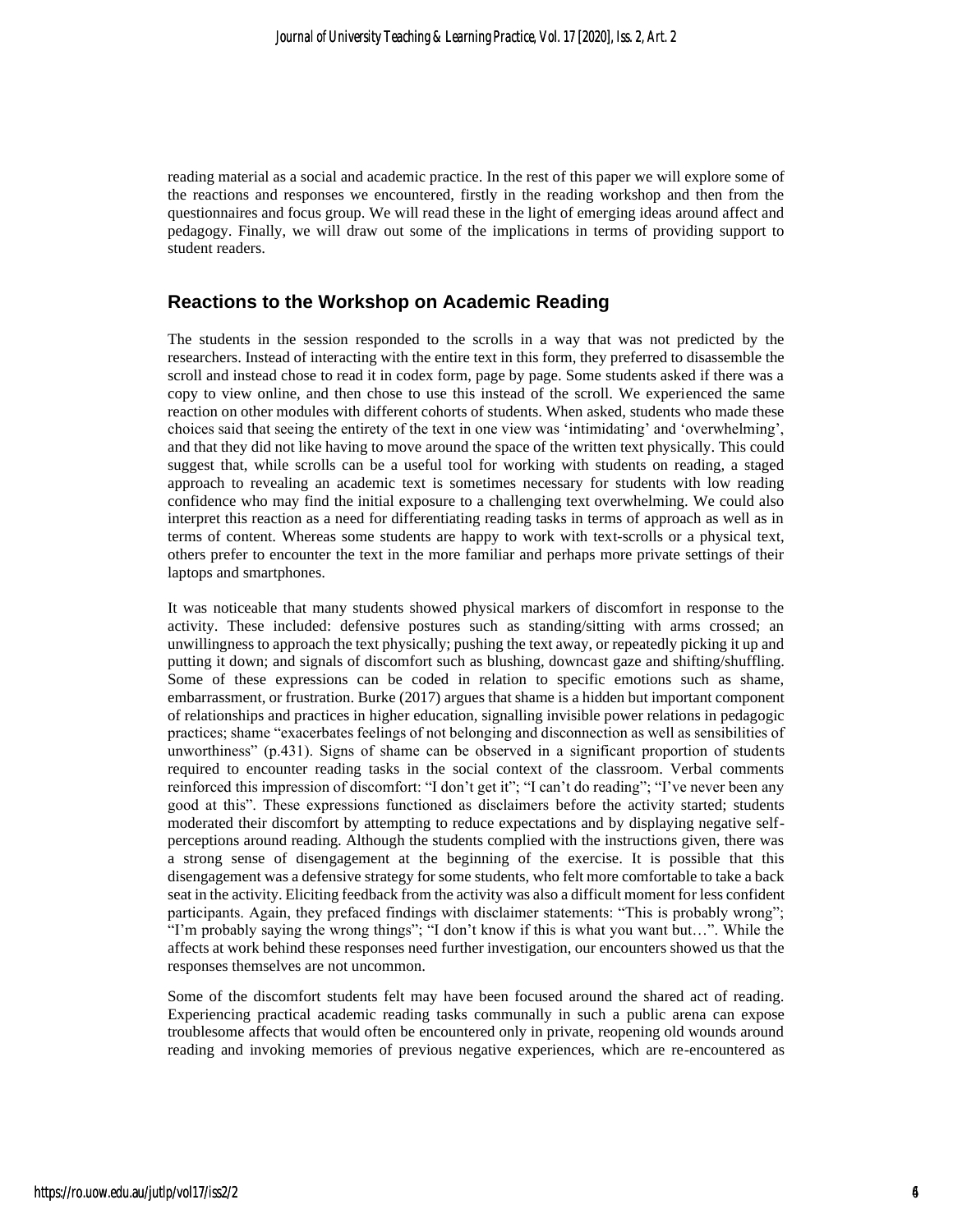reading material as a social and academic practice. In the rest of this paper we will explore some of the reactions and responses we encountered, firstly in the reading workshop and then from the questionnaires and focus group. We will read these in the light of emerging ideas around affect and pedagogy. Finally, we will draw out some of the implications in terms of providing support to student readers.

## Reactions to the Workshop on Academic Reading

The students in the session responded to the scrolls in a way that was not predicted by the researchers. Instead of interacting with the entire text in this form, they preferred to disassemble the scroll and instead chose to read it in codex form, page by page. Some students asked if there was a copy to view online, and then chose to use this instead of the scroll. We experienced the same reaction on other modules with different cohorts of students. When asked, students who made these choices said that seeing the entirety of the text in one view was 'intimidating' and 'overwhelming', and that they did not like having to move around the space of the written text physically. This could suggest that, while scrolls can be a useful tool for working with students on reading, a staged approach to revealing an academic text is sometimes necessary for students with low reading confidence who may find the initial exposure to a challenging text overwhelming. We could also interpret this reaction as a need for differentiating reading tasks in terms of approach as well as in terms of content. Whereas some students are happy to work with text-scrolls or a physical text, others prefer to encounter the text in the more familiar and perhaps more private settings of their laptops and smartphones.

It was noticeable that many students showed physical markers of discomfort in response to the activity. These included: defensive postures such as standing/sitting with arms crossed; an unwillingness to approach the text physically; pushing the text away, or repeatedly picking it up and putting it down; and signals of discomfort such as blushing, downcast gaze and shifting/shuffling. Some of these expressions can be coded in relation to specific emotions such as shame, embarrassment, or frustration. Burke (2017) argues that shame is a hidden but important component of relationships and practices in higher education, signalling invisible power relations in pedagogic practices; shame "exacerbates feelings of not belonging and disconnection as well as sensibilities of unworthiness" (p.431). Signs of shame can be observed in a significant proportion of students required to encounter reading tasks in the social context of the classroom. Verbal comments reinforced this impression of discomfort: "I don't get it"; "I can't do reading"; "I've never been any good at this". These expressions functioned as disclaimers before the activity started; students moderated their discomfort by attempting to reduce expectations and by displaying negative self-perceptions around reading. Although the students complied with the instructions given, there was a strong sense of disengagement at the beginning of the exercise. It is possible that this disengagement was a defensive strategy for some students, who felt more comfortable to take a back seat in the activity. Eliciting feedback from the activity was also a difficult moment for less confident participants. Again, they prefaced findings with disclaimer statements: "This is probably wrong"; "I'm probably saying the wrong things"; "I don't know if this is what you want but…". While the affects at work behind these responses need further investigation, our encounters showed us that the responses themselves are not uncommon.

Some of the discomfort students felt may have been focused around the shared act of reading. Experiencing practical academic reading tasks communally in such a public arena can expose troublesome affects that would often be encountered only in private, reopening old wounds around reading and invoking memories of previous negative experiences, which are re-encountered as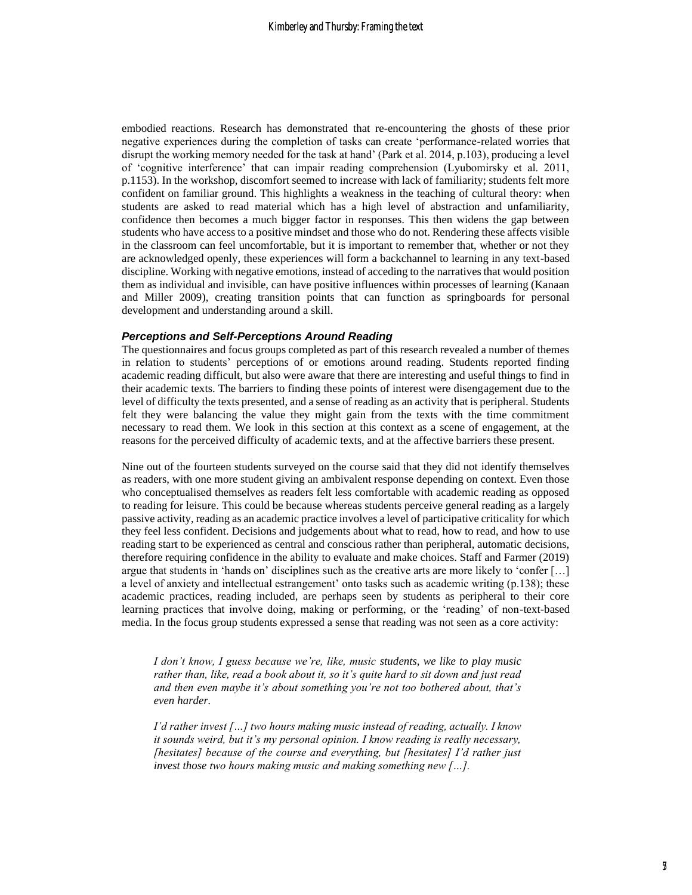embodied reactions. Research has demonstrated that re-encountering the ghosts of these prior negative experiences during the completion of tasks can create 'performance-related worries that disrupt the working memory needed for the task at hand' (Park et al. 2014, p.103), producing a level of 'cognitive interference' that can impair reading comprehension (Lyubomirsky et al. 2011, p.1153). In the workshop, discomfort seemed to increase with lack of familiarity; students felt more confident on familiar ground. This highlights a weakness in the teaching of cultural theory: when students are asked to read material which has a high level of abstraction and unfamiliarity, confidence then becomes a much bigger factor in responses. This then widens the gap between students who have access to a positive mindset and those who do not. Rendering these affects visible in the classroom can feel uncomfortable, but it is important to remember that, whether or not they are acknowledged openly, these experiences will form a backchannel to learning in any text-based discipline. Working with negative emotions, instead of acceding to the narratives that would position them as individual and invisible, can have positive influences within processes of learning (Kanaan and Miller 2009), creating transition points that can function as springboards for personal development and understanding around a skill.

### *Perceptions and Self-Perceptions Around Reading*

The questionnaires and focus groups completed as part of this research revealed a number of themes in relation to students' perceptions of or emotions around reading. Students reported finding academic reading difficult, but also were aware that there are interesting and useful things to find in their academic texts. The barriers to finding these points of interest were disengagement due to the level of difficulty the texts presented, and a sense of reading as an activity that is peripheral. Students felt they were balancing the value they might gain from the texts with the time commitment necessary to read them. We look in this section at this context as a scene of engagement, at the reasons for the perceived difficulty of academic texts, and at the affective barriers these present.

Nine out of the fourteen students surveyed on the course said that they did not identify themselves as readers, with one more student giving an ambivalent response depending on context. Even those who conceptualised themselves as readers felt less comfortable with academic reading as opposed to reading for leisure. This could be because whereas students perceive general reading as a largely passive activity, reading as an academic practice involves a level of participative criticality for which they feel less confident. Decisions and judgements about what to read, how to read, and how to use reading start to be experienced as central and conscious rather than peripheral, automatic decisions, therefore requiring confidence in the ability to evaluate and make choices. Staff and Farmer (2019) argue that students in 'hands on' disciplines such as the creative arts are more likely to 'confer […] a level of anxiety and intellectual estrangement' onto tasks such as academic writing (p.138); these academic practices, reading included, are perhaps seen by students as peripheral to their core learning practices that involve doing, making or performing, or the 'reading' of non-text-based media. In the focus group students expressed a sense that reading was not seen as a core activity:

> *I don't know, I guess because we're, like, music students, we like to play music rather than, like, read a book about it, so it's quite hard to sit down and just read and then even maybe it's about something you're not too bothered about, that's even harder.*
>
> *I'd rather invest […] two hours making music instead of reading, actually. I know it sounds weird, but it's my personal opinion. I know reading is really necessary, [hesitates] because of the course and everything, but [hesitates] I'd rather just invest those two hours making music and making something new […].*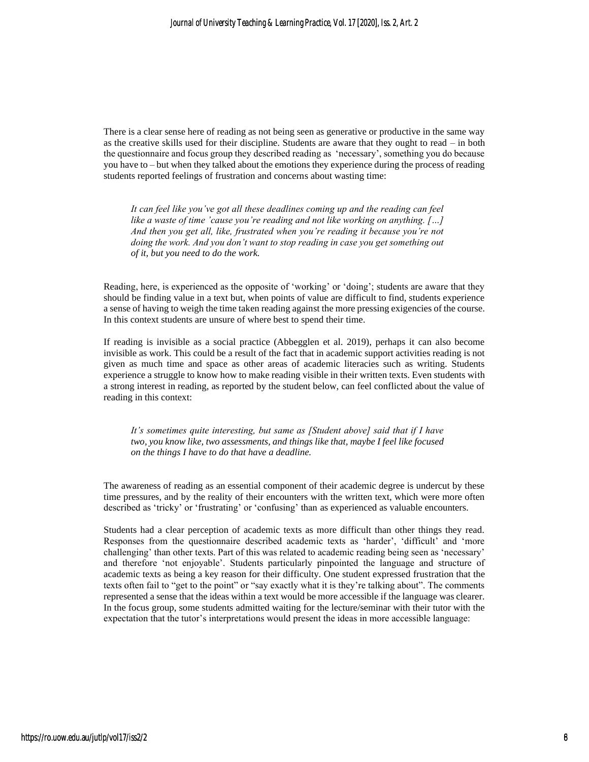There is a clear sense here of reading as not being seen as generative or productive in the same way as the creative skills used for their discipline. Students are aware that they ought to read – in both the questionnaire and focus group they described reading as 'necessary', something you do because you have to – but when they talked about the emotions they experience during the process of reading students reported feelings of frustration and concerns about wasting time:

> *It can feel like you've got all these deadlines coming up and the reading can feel like a waste of time 'cause you're reading and not like working on anything. […] And then you get all, like, frustrated when you're reading it because you're not doing the work. And you don't want to stop reading in case you get something out of it, but you need to do the work.*

Reading, here, is experienced as the opposite of 'working' or 'doing'; students are aware that they should be finding value in a text but, when points of value are difficult to find, students experience a sense of having to weigh the time taken reading against the more pressing exigencies of the course. In this context students are unsure of where best to spend their time.

If reading is invisible as a social practice (Abbegglen et al. 2019), perhaps it can also become invisible as work. This could be a result of the fact that in academic support activities reading is not given as much time and space as other areas of academic literacies such as writing. Students experience a struggle to know how to make reading visible in their written texts. Even students with a strong interest in reading, as reported by the student below, can feel conflicted about the value of reading in this context:

> *It's sometimes quite interesting, but same as [Student above] said that if I have two, you know like, two assessments, and things like that, maybe I feel like focused on the things I have to do that have a deadline.*

The awareness of reading as an essential component of their academic degree is undercut by these time pressures, and by the reality of their encounters with the written text, which were more often described as 'tricky' or 'frustrating' or 'confusing' than as experienced as valuable encounters.

Students had a clear perception of academic texts as more difficult than other things they read. Responses from the questionnaire described academic texts as 'harder', 'difficult' and 'more challenging' than other texts. Part of this was related to academic reading being seen as 'necessary' and therefore 'not enjoyable'. Students particularly pinpointed the language and structure of academic texts as being a key reason for their difficulty. One student expressed frustration that the texts often fail to "get to the point" or "say exactly what it is they're talking about". The comments represented a sense that the ideas within a text would be more accessible if the language was clearer. In the focus group, some students admitted waiting for the lecture/seminar with their tutor with the expectation that the tutor's interpretations would present the ideas in more accessible language: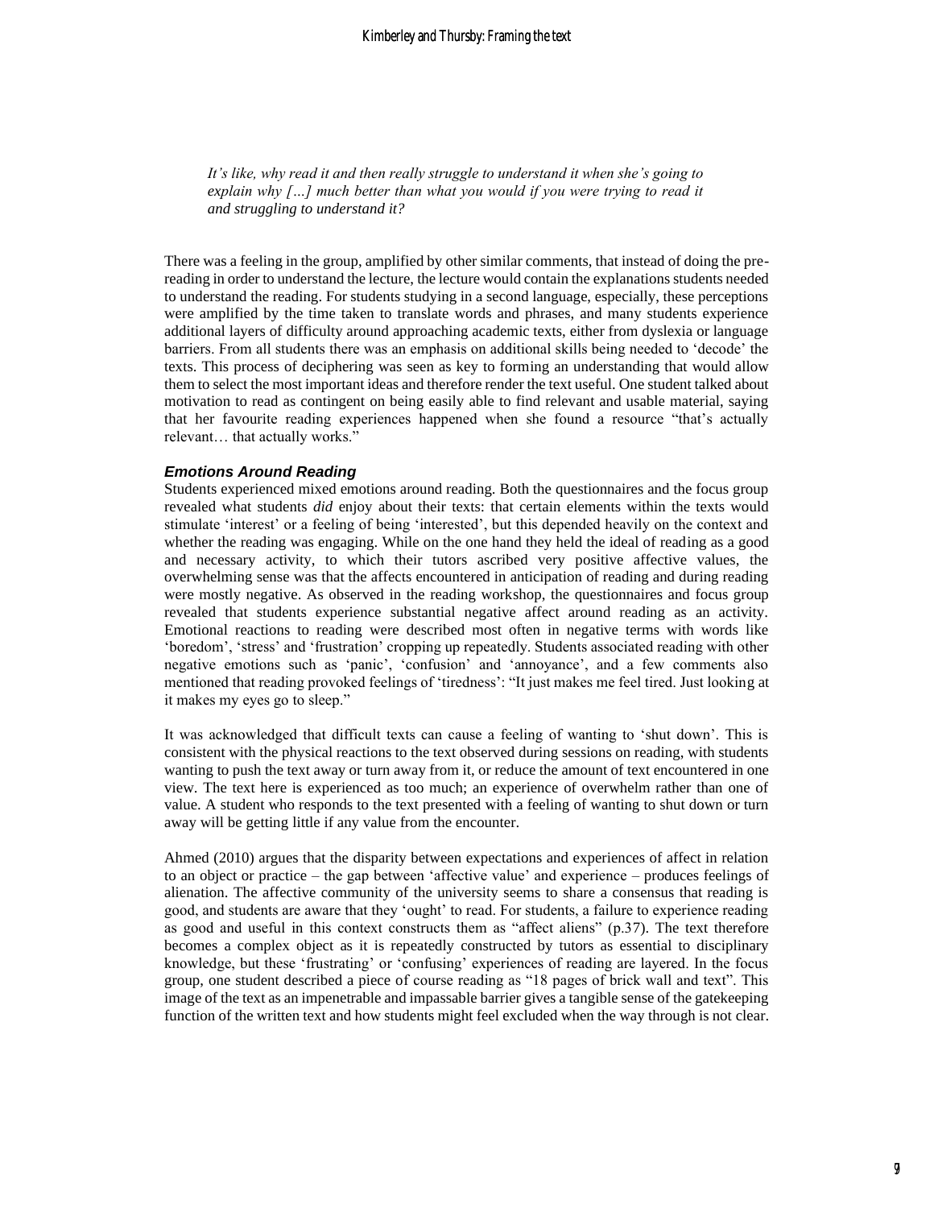*It's like, why read it and then really struggle to understand it when she's going to explain why […] much better than what you would if you were trying to read it and struggling to understand it?*

There was a feeling in the group, amplified by other similar comments, that instead of doing the pre-reading in order to understand the lecture, the lecture would contain the explanations students needed to understand the reading. For students studying in a second language, especially, these perceptions were amplified by the time taken to translate words and phrases, and many students experience additional layers of difficulty around approaching academic texts, either from dyslexia or language barriers. From all students there was an emphasis on additional skills being needed to 'decode' the texts. This process of deciphering was seen as key to forming an understanding that would allow them to select the most important ideas and therefore render the text useful. One student talked about motivation to read as contingent on being easily able to find relevant and usable material, saying that her favourite reading experiences happened when she found a resource "that's actually relevant… that actually works."

### *Emotions Around Reading*

Students experienced mixed emotions around reading. Both the questionnaires and the focus group revealed what students *did* enjoy about their texts: that certain elements within the texts would stimulate 'interest' or a feeling of being 'interested', but this depended heavily on the context and whether the reading was engaging. While on the one hand they held the ideal of reading as a good and necessary activity, to which their tutors ascribed very positive affective values, the overwhelming sense was that the affects encountered in anticipation of reading and during reading were mostly negative. As observed in the reading workshop, the questionnaires and focus group revealed that students experience substantial negative affect around reading as an activity. Emotional reactions to reading were described most often in negative terms with words like 'boredom', 'stress' and 'frustration' cropping up repeatedly. Students associated reading with other negative emotions such as 'panic', 'confusion' and 'annoyance', and a few comments also mentioned that reading provoked feelings of 'tiredness': "It just makes me feel tired. Just looking at it makes my eyes go to sleep."

It was acknowledged that difficult texts can cause a feeling of wanting to 'shut down'. This is consistent with the physical reactions to the text observed during sessions on reading, with students wanting to push the text away or turn away from it, or reduce the amount of text encountered in one view. The text here is experienced as too much; an experience of overwhelm rather than one of value. A student who responds to the text presented with a feeling of wanting to shut down or turn away will be getting little if any value from the encounter.

Ahmed (2010) argues that the disparity between expectations and experiences of affect in relation to an object or practice – the gap between 'affective value' and experience – produces feelings of alienation. The affective community of the university seems to share a consensus that reading is good, and students are aware that they 'ought' to read. For students, a failure to experience reading as good and useful in this context constructs them as "affect aliens" (p.37). The text therefore becomes a complex object as it is repeatedly constructed by tutors as essential to disciplinary knowledge, but these 'frustrating' or 'confusing' experiences of reading are layered. In the focus group, one student described a piece of course reading as "18 pages of brick wall and text". This image of the text as an impenetrable and impassable barrier gives a tangible sense of the gatekeeping function of the written text and how students might feel excluded when the way through is not clear.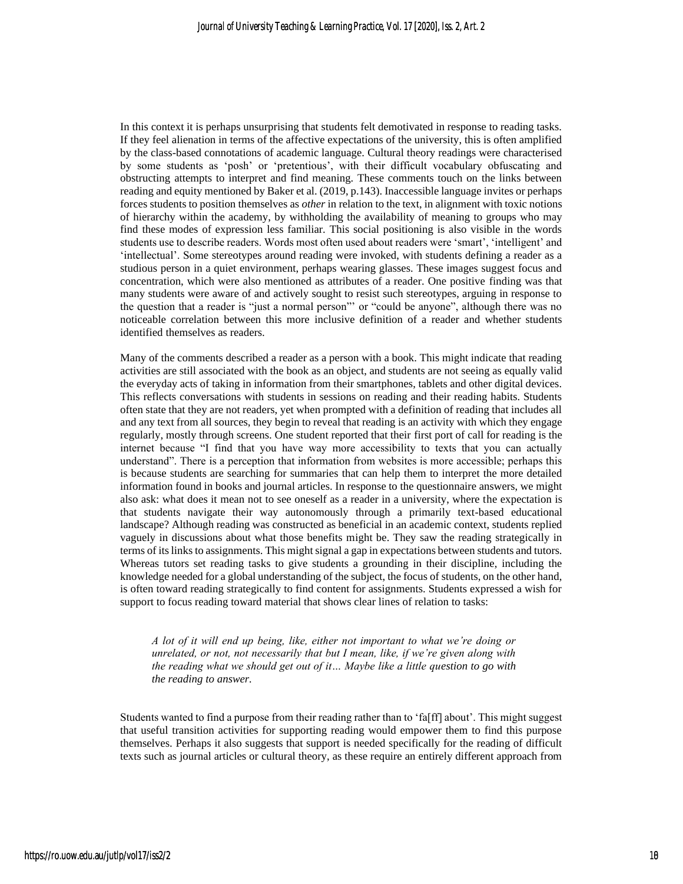In this context it is perhaps unsurprising that students felt demotivated in response to reading tasks. If they feel alienation in terms of the affective expectations of the university, this is often amplified by the class-based connotations of academic language. Cultural theory readings were characterised by some students as 'posh' or 'pretentious', with their difficult vocabulary obfuscating and obstructing attempts to interpret and find meaning. These comments touch on the links between reading and equity mentioned by Baker et al. (2019, p.143). Inaccessible language invites or perhaps forces students to position themselves as *other* in relation to the text, in alignment with toxic notions of hierarchy within the academy, by withholding the availability of meaning to groups who may find these modes of expression less familiar. This social positioning is also visible in the words students use to describe readers. Words most often used about readers were 'smart', 'intelligent' and 'intellectual'. Some stereotypes around reading were invoked, with students defining a reader as a studious person in a quiet environment, perhaps wearing glasses. These images suggest focus and concentration, which were also mentioned as attributes of a reader. One positive finding was that many students were aware of and actively sought to resist such stereotypes, arguing in response to the question that a reader is "just a normal person"' or "could be anyone", although there was no noticeable correlation between this more inclusive definition of a reader and whether students identified themselves as readers.

Many of the comments described a reader as a person with a book. This might indicate that reading activities are still associated with the book as an object, and students are not seeing as equally valid the everyday acts of taking in information from their smartphones, tablets and other digital devices. This reflects conversations with students in sessions on reading and their reading habits. Students often state that they are not readers, yet when prompted with a definition of reading that includes all and any text from all sources, they begin to reveal that reading is an activity with which they engage regularly, mostly through screens. One student reported that their first port of call for reading is the internet because "I find that you have way more accessibility to texts that you can actually understand". There is a perception that information from websites is more accessible; perhaps this is because students are searching for summaries that can help them to interpret the more detailed information found in books and journal articles. In response to the questionnaire answers, we might also ask: what does it mean not to see oneself as a reader in a university, where the expectation is that students navigate their way autonomously through a primarily text-based educational landscape? Although reading was constructed as beneficial in an academic context, students replied vaguely in discussions about what those benefits might be. They saw the reading strategically in terms of its links to assignments. This might signal a gap in expectations between students and tutors. Whereas tutors set reading tasks to give students a grounding in their discipline, including the knowledge needed for a global understanding of the subject, the focus of students, on the other hand, is often toward reading strategically to find content for assignments. Students expressed a wish for support to focus reading toward material that shows clear lines of relation to tasks:

> *A lot of it will end up being, like, either not important to what we're doing or unrelated, or not, not necessarily that but I mean, like, if we're given along with the reading what we should get out of it… Maybe like a little question to go with the reading to answer.*

Students wanted to find a purpose from their reading rather than to 'fa[ff] about'. This might suggest that useful transition activities for supporting reading would empower them to find this purpose themselves. Perhaps it also suggests that support is needed specifically for the reading of difficult texts such as journal articles or cultural theory, as these require an entirely different approach from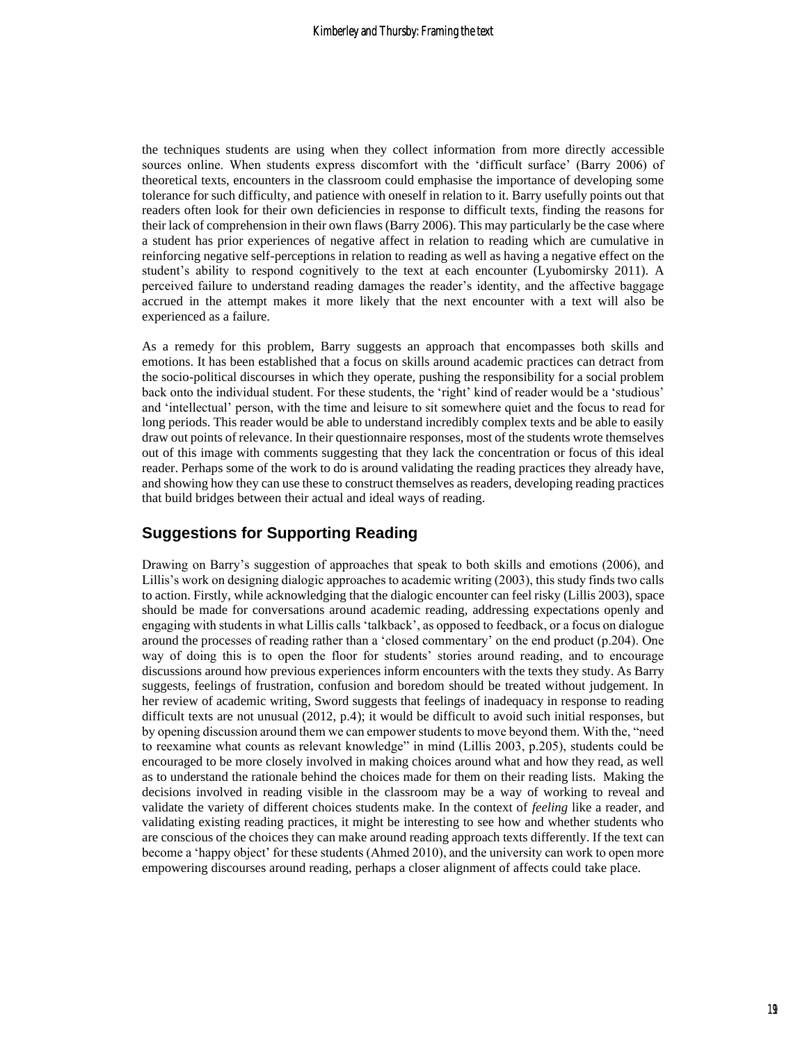the techniques students are using when they collect information from more directly accessible sources online. When students express discomfort with the 'difficult surface' (Barry 2006) of theoretical texts, encounters in the classroom could emphasise the importance of developing some tolerance for such difficulty, and patience with oneself in relation to it. Barry usefully points out that readers often look for their own deficiencies in response to difficult texts, finding the reasons for their lack of comprehension in their own flaws (Barry 2006). This may particularly be the case where a student has prior experiences of negative affect in relation to reading which are cumulative in reinforcing negative self-perceptions in relation to reading as well as having a negative effect on the student's ability to respond cognitively to the text at each encounter (Lyubomirsky 2011). A perceived failure to understand reading damages the reader's identity, and the affective baggage accrued in the attempt makes it more likely that the next encounter with a text will also be experienced as a failure.

As a remedy for this problem, Barry suggests an approach that encompasses both skills and emotions. It has been established that a focus on skills around academic practices can detract from the socio-political discourses in which they operate, pushing the responsibility for a social problem back onto the individual student. For these students, the 'right' kind of reader would be a 'studious' and 'intellectual' person, with the time and leisure to sit somewhere quiet and the focus to read for long periods. This reader would be able to understand incredibly complex texts and be able to easily draw out points of relevance. In their questionnaire responses, most of the students wrote themselves out of this image with comments suggesting that they lack the concentration or focus of this ideal reader. Perhaps some of the work to do is around validating the reading practices they already have, and showing how they can use these to construct themselves as readers, developing reading practices that build bridges between their actual and ideal ways of reading.

## Suggestions for Supporting Reading

Drawing on Barry's suggestion of approaches that speak to both skills and emotions (2006), and Lillis's work on designing dialogic approaches to academic writing (2003), this study finds two calls to action. Firstly, while acknowledging that the dialogic encounter can feel risky (Lillis 2003), space should be made for conversations around academic reading, addressing expectations openly and engaging with students in what Lillis calls 'talkback', as opposed to feedback, or a focus on dialogue around the processes of reading rather than a 'closed commentary' on the end product (p.204). One way of doing this is to open the floor for students' stories around reading, and to encourage discussions around how previous experiences inform encounters with the texts they study. As Barry suggests, feelings of frustration, confusion and boredom should be treated without judgement. In her review of academic writing, Sword suggests that feelings of inadequacy in response to reading difficult texts are not unusual (2012, p.4); it would be difficult to avoid such initial responses, but by opening discussion around them we can empower students to move beyond them. With the, "need to reexamine what counts as relevant knowledge" in mind (Lillis 2003, p.205), students could be encouraged to be more closely involved in making choices around what and how they read, as well as to understand the rationale behind the choices made for them on their reading lists. Making the decisions involved in reading visible in the classroom may be a way of working to reveal and validate the variety of different choices students make. In the context of *feeling* like a reader, and validating existing reading practices, it might be interesting to see how and whether students who are conscious of the choices they can make around reading approach texts differently. If the text can become a 'happy object' for these students (Ahmed 2010), and the university can work to open more empowering discourses around reading, perhaps a closer alignment of affects could take place.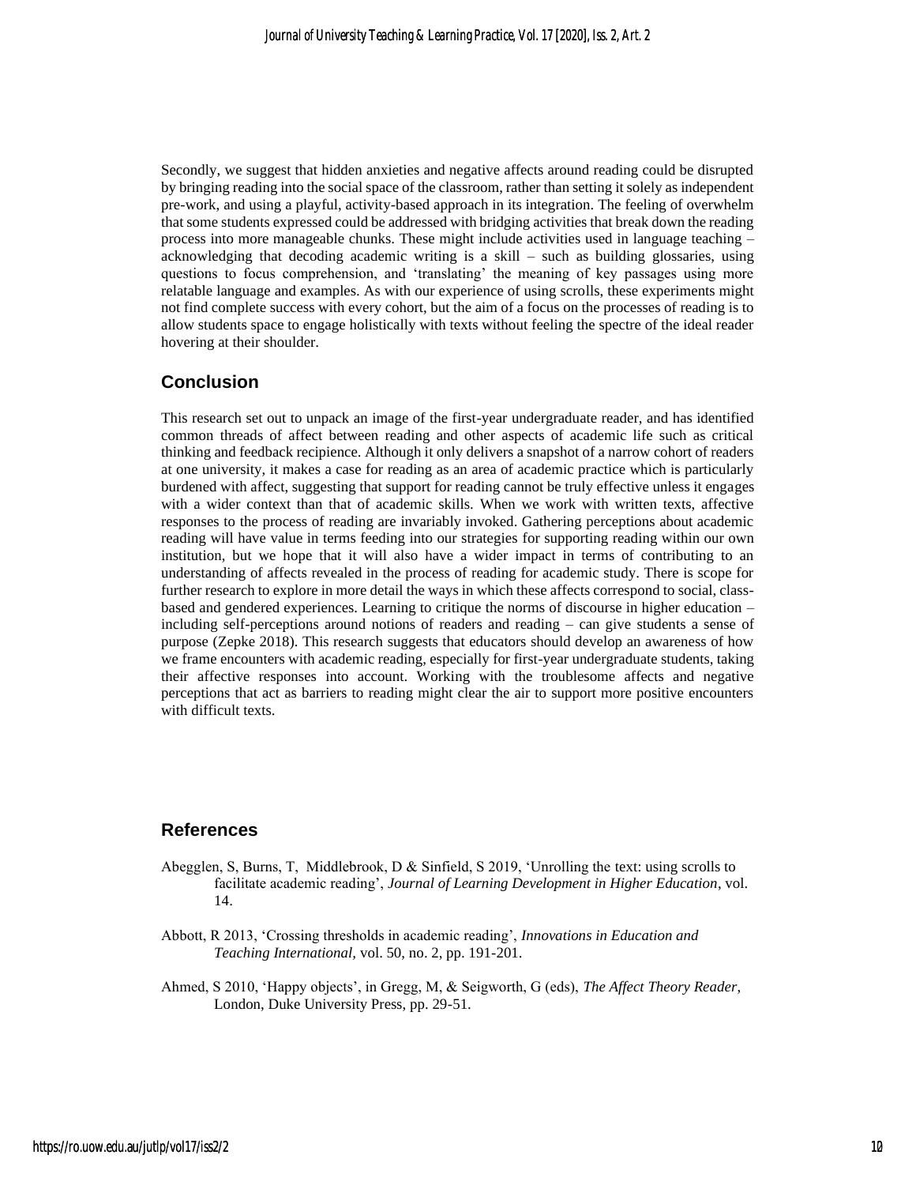Secondly, we suggest that hidden anxieties and negative affects around reading could be disrupted by bringing reading into the social space of the classroom, rather than setting it solely as independent pre-work, and using a playful, activity-based approach in its integration. The feeling of overwhelm that some students expressed could be addressed with bridging activities that break down the reading process into more manageable chunks. These might include activities used in language teaching – acknowledging that decoding academic writing is a skill – such as building glossaries, using questions to focus comprehension, and 'translating' the meaning of key passages using more relatable language and examples. As with our experience of using scrolls, these experiments might not find complete success with every cohort, but the aim of a focus on the processes of reading is to allow students space to engage holistically with texts without feeling the spectre of the ideal reader hovering at their shoulder.

## Conclusion

This research set out to unpack an image of the first-year undergraduate reader, and has identified common threads of affect between reading and other aspects of academic life such as critical thinking and feedback recipience. Although it only delivers a snapshot of a narrow cohort of readers at one university, it makes a case for reading as an area of academic practice which is particularly burdened with affect, suggesting that support for reading cannot be truly effective unless it engages with a wider context than that of academic skills. When we work with written texts, affective responses to the process of reading are invariably invoked. Gathering perceptions about academic reading will have value in terms feeding into our strategies for supporting reading within our own institution, but we hope that it will also have a wider impact in terms of contributing to an understanding of affects revealed in the process of reading for academic study. There is scope for further research to explore in more detail the ways in which these affects correspond to social, class-based and gendered experiences. Learning to critique the norms of discourse in higher education – including self-perceptions around notions of readers and reading – can give students a sense of purpose (Zepke 2018). This research suggests that educators should develop an awareness of how we frame encounters with academic reading, especially for first-year undergraduate students, taking their affective responses into account. Working with the troublesome affects and negative perceptions that act as barriers to reading might clear the air to support more positive encounters with difficult texts.

## References

Abegglen, S, Burns, T, Middlebrook, D & Sinfield, S 2019, 'Unrolling the text: using scrolls to facilitate academic reading', *Journal of Learning Development in Higher Education*, vol. 14.

Abbott, R 2013, 'Crossing thresholds in academic reading', *Innovations in Education and Teaching International*, vol. 50, no. 2, pp. 191-201.

Ahmed, S 2010, 'Happy objects', in Gregg, M, & Seigworth, G (eds), *The Affect Theory Reader*, London, Duke University Press, pp. 29-51.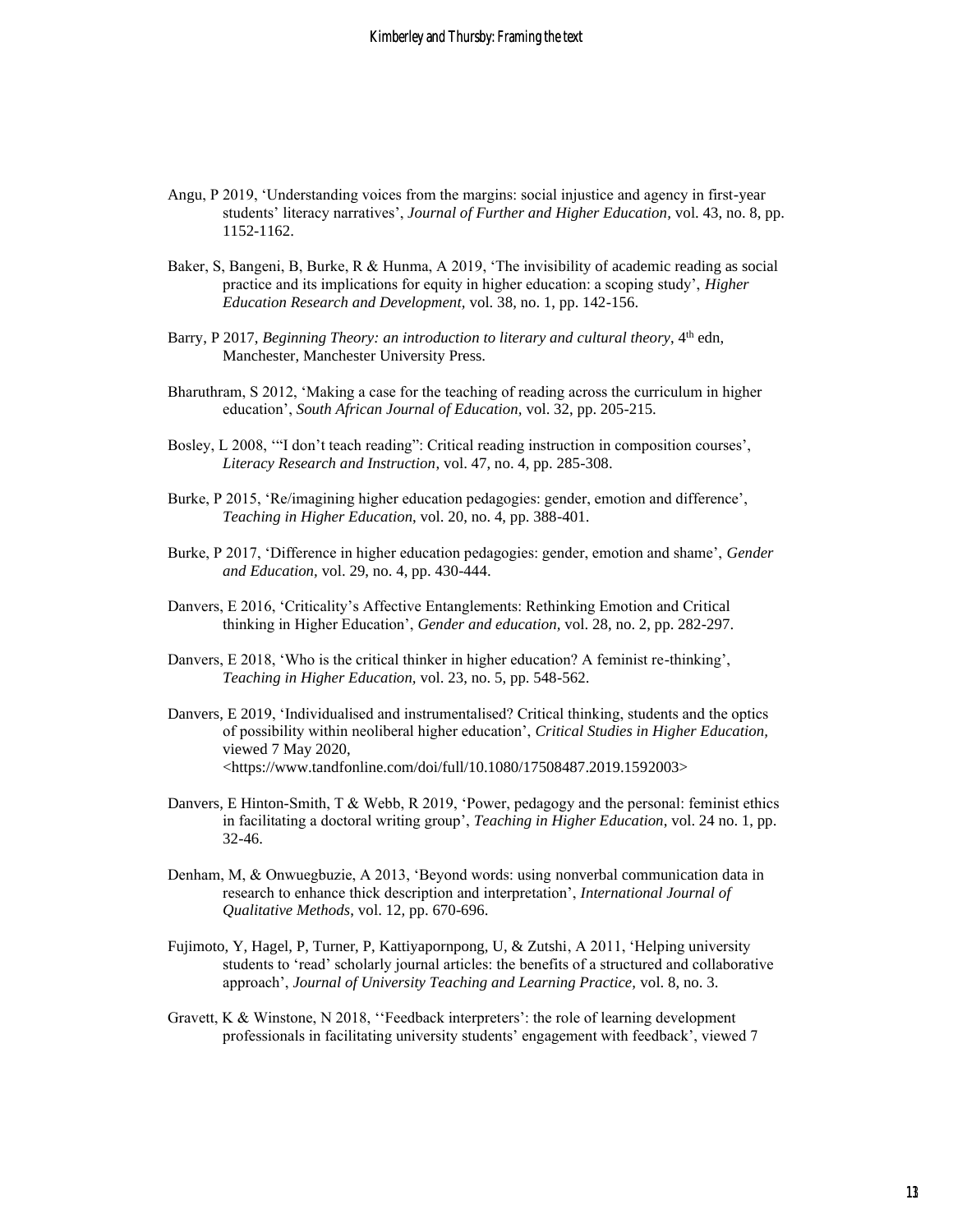Angu, P 2019, 'Understanding voices from the margins: social injustice and agency in first-year students' literacy narratives', *Journal of Further and Higher Education,* vol. 43, no. 8, pp. 1152-1162.

Baker, S, Bangeni, B, Burke, R & Hunma, A 2019, 'The invisibility of academic reading as social practice and its implications for equity in higher education: a scoping study', *Higher Education Research and Development,* vol. 38, no. 1, pp. 142-156.

Barry, P 2017, *Beginning Theory: an introduction to literary and cultural theory*, 4th edn, Manchester, Manchester University Press.

Bharuthram, S 2012, 'Making a case for the teaching of reading across the curriculum in higher education', *South African Journal of Education,* vol. 32, pp. 205-215.

Bosley, L 2008, '"I don't teach reading": Critical reading instruction in composition courses', *Literacy Research and Instruction*, vol. 47, no. 4, pp. 285-308.

Burke, P 2015, 'Re/imagining higher education pedagogies: gender, emotion and difference', *Teaching in Higher Education,* vol. 20, no. 4, pp. 388-401.

Burke, P 2017, 'Difference in higher education pedagogies: gender, emotion and shame', *Gender and Education,* vol. 29, no. 4, pp. 430-444.

Danvers, E 2016, 'Criticality's Affective Entanglements: Rethinking Emotion and Critical thinking in Higher Education', *Gender and education,* vol. 28, no. 2, pp. 282-297.

Danvers, E 2018, 'Who is the critical thinker in higher education? A feminist re-thinking', *Teaching in Higher Education,* vol. 23, no. 5, pp. 548-562.

Danvers, E 2019, 'Individualised and instrumentalised? Critical thinking, students and the optics of possibility within neoliberal higher education', *Critical Studies in Higher Education,* viewed 7 May 2020, <https://www.tandfonline.com/doi/full/10.1080/17508487.2019.1592003>

Danvers, E Hinton-Smith, T & Webb, R 2019, 'Power, pedagogy and the personal: feminist ethics in facilitating a doctoral writing group', *Teaching in Higher Education,* vol. 24 no. 1, pp. 32-46.

Denham, M, & Onwuegbuzie, A 2013, 'Beyond words: using nonverbal communication data in research to enhance thick description and interpretation', *International Journal of Qualitative Methods*, vol. 12, pp. 670-696.

Fujimoto, Y, Hagel, P, Turner, P, Kattiyapornpong, U, & Zutshi, A 2011, 'Helping university students to 'read' scholarly journal articles: the benefits of a structured and collaborative approach', *Journal of University Teaching and Learning Practice,* vol. 8, no. 3.

Gravett, K & Winstone, N 2018, ''Feedback interpreters': the role of learning development professionals in facilitating university students' engagement with feedback', viewed 7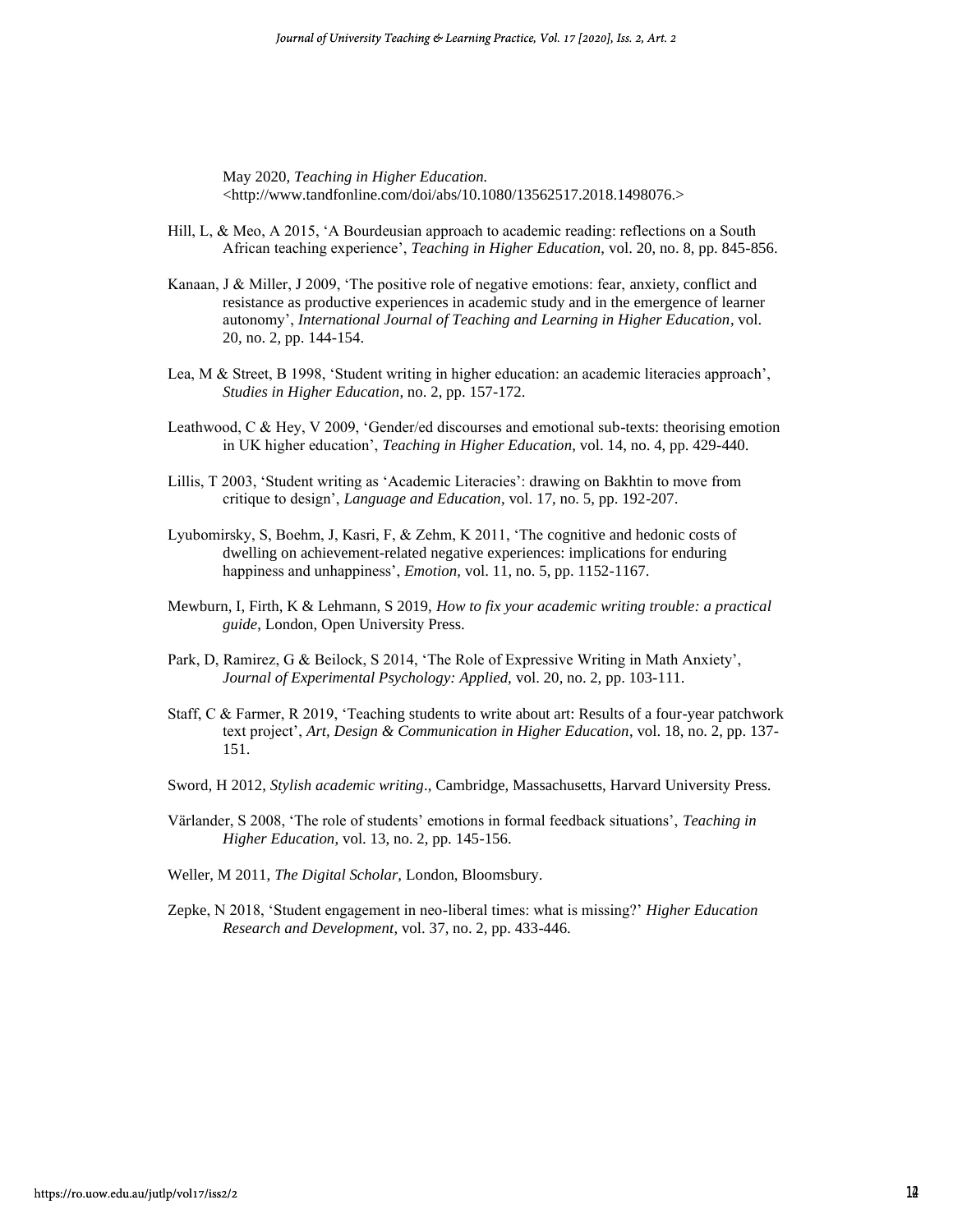May 2020, *Teaching in Higher Education.* <http://www.tandfonline.com/doi/abs/10.1080/13562517.2018.1498076.>

Hill, L, & Meo, A 2015, 'A Bourdeusian approach to academic reading: reflections on a South African teaching experience', *Teaching in Higher Education*, vol. 20, no. 8, pp. 845-856.

Kanaan, J & Miller, J 2009, 'The positive role of negative emotions: fear, anxiety, conflict and resistance as productive experiences in academic study and in the emergence of learner autonomy', *International Journal of Teaching and Learning in Higher Education*, vol. 20, no. 2, pp. 144-154.

Lea, M & Street, B 1998, 'Student writing in higher education: an academic literacies approach', *Studies in Higher Education*, no. 2, pp. 157-172.

Leathwood, C & Hey, V 2009, 'Gender/ed discourses and emotional sub-texts: theorising emotion in UK higher education', *Teaching in Higher Education*, vol. 14, no. 4, pp. 429-440.

Lillis, T 2003, 'Student writing as 'Academic Literacies': drawing on Bakhtin to move from critique to design', *Language and Education*, vol. 17, no. 5, pp. 192-207.

Lyubomirsky, S, Boehm, J, Kasri, F, & Zehm, K 2011, 'The cognitive and hedonic costs of dwelling on achievement-related negative experiences: implications for enduring happiness and unhappiness', *Emotion*, vol. 11, no. 5, pp. 1152-1167.

Mewburn, I, Firth, K & Lehmann, S 2019, *How to fix your academic writing trouble: a practical guide*, London, Open University Press.

Park, D, Ramirez, G & Beilock, S 2014, 'The Role of Expressive Writing in Math Anxiety', *Journal of Experimental Psychology: Applied,* vol. 20, no. 2, pp. 103-111.

Staff, C & Farmer, R 2019, 'Teaching students to write about art: Results of a four-year patchwork text project', *Art, Design & Communication in Higher Education*, vol. 18, no. 2, pp. 137-151.

Sword, H 2012, *Stylish academic writing*., Cambridge, Massachusetts, Harvard University Press.

Värlander, S 2008, 'The role of students' emotions in formal feedback situations', *Teaching in Higher Education*, vol. 13, no. 2, pp. 145-156.

Weller, M 2011, *The Digital Scholar,* London, Bloomsbury.

Zepke, N 2018, 'Student engagement in neo-liberal times: what is missing?' *Higher Education Research and Development*, vol. 37, no. 2, pp. 433-446.